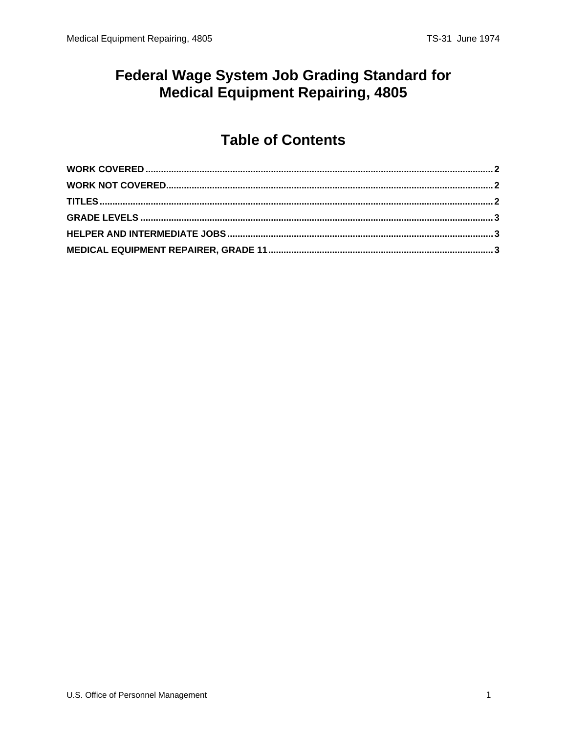# Federal Wage System Job Grading Standard for Medical Equipment Repairing, 4805

## Table of Contents

**WORK COVERED** .......... 2

**WORK NOT COVERED** .......... 2

**TITLES** .......... 2

**GRADE LEVELS** .......... 3

**HELPER AND INTERMEDIATE JOBS** .......... 3

**MEDICAL EQUIPMENT REPAIRER, GRADE 11** .......... 3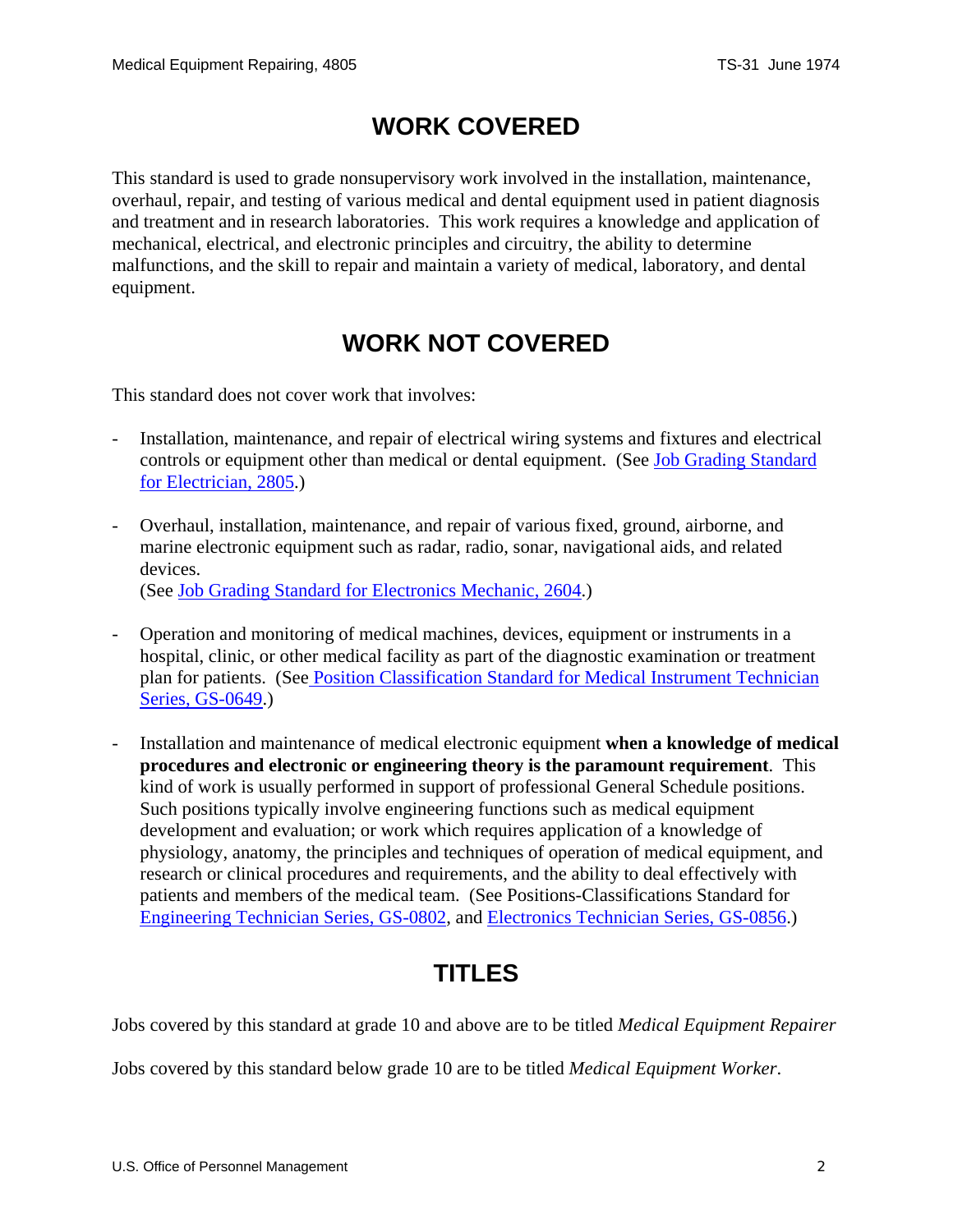## WORK COVERED

This standard is used to grade nonsupervisory work involved in the installation, maintenance, overhaul, repair, and testing of various medical and dental equipment used in patient diagnosis and treatment and in research laboratories. This work requires a knowledge and application of mechanical, electrical, and electronic principles and circuitry, the ability to determine malfunctions, and the skill to repair and maintain a variety of medical, laboratory, and dental equipment.

## WORK NOT COVERED

This standard does not cover work that involves:

- Installation, maintenance, and repair of electrical wiring systems and fixtures and electrical controls or equipment other than medical or dental equipment. (See Job Grading Standard for Electrician, 2805.)

- Overhaul, installation, maintenance, and repair of various fixed, ground, airborne, and marine electronic equipment such as radar, radio, sonar, navigational aids, and related devices.
  (See Job Grading Standard for Electronics Mechanic, 2604.)

- Operation and monitoring of medical machines, devices, equipment or instruments in a hospital, clinic, or other medical facility as part of the diagnostic examination or treatment plan for patients. (See Position Classification Standard for Medical Instrument Technician Series, GS-0649.)

- Installation and maintenance of medical electronic equipment **when a knowledge of medical procedures and electronic or engineering theory is the paramount requirement**. This kind of work is usually performed in support of professional General Schedule positions. Such positions typically involve engineering functions such as medical equipment development and evaluation; or work which requires application of a knowledge of physiology, anatomy, the principles and techniques of operation of medical equipment, and research or clinical procedures and requirements, and the ability to deal effectively with patients and members of the medical team. (See Positions-Classifications Standard for Engineering Technician Series, GS-0802, and Electronics Technician Series, GS-0856.)

## TITLES

Jobs covered by this standard at grade 10 and above are to be titled *Medical Equipment Repairer*

Jobs covered by this standard below grade 10 are to be titled *Medical Equipment Worker*.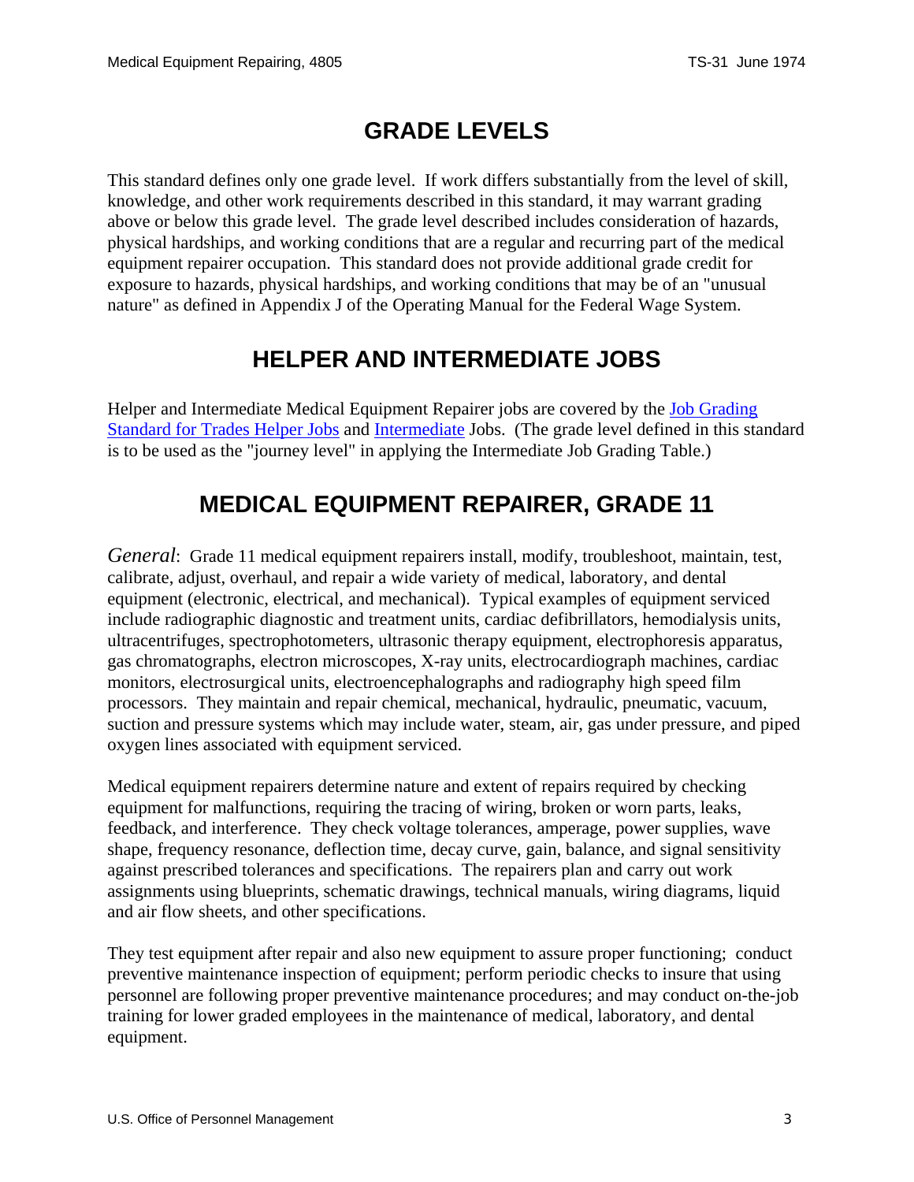# GRADE LEVELS

This standard defines only one grade level. If work differs substantially from the level of skill, knowledge, and other work requirements described in this standard, it may warrant grading above or below this grade level. The grade level described includes consideration of hazards, physical hardships, and working conditions that are a regular and recurring part of the medical equipment repairer occupation. This standard does not provide additional grade credit for exposure to hazards, physical hardships, and working conditions that may be of an "unusual nature" as defined in Appendix J of the Operating Manual for the Federal Wage System.

# HELPER AND INTERMEDIATE JOBS

Helper and Intermediate Medical Equipment Repairer jobs are covered by the Job Grading Standard for Trades Helper Jobs and Intermediate Jobs. (The grade level defined in this standard is to be used as the "journey level" in applying the Intermediate Job Grading Table.)

# MEDICAL EQUIPMENT REPAIRER, GRADE 11

*General*: Grade 11 medical equipment repairers install, modify, troubleshoot, maintain, test, calibrate, adjust, overhaul, and repair a wide variety of medical, laboratory, and dental equipment (electronic, electrical, and mechanical). Typical examples of equipment serviced include radiographic diagnostic and treatment units, cardiac defibrillators, hemodialysis units, ultracentrifuges, spectrophotometers, ultrasonic therapy equipment, electrophoresis apparatus, gas chromatographs, electron microscopes, X-ray units, electrocardiograph machines, cardiac monitors, electrosurgical units, electroencephalographs and radiography high speed film processors. They maintain and repair chemical, mechanical, hydraulic, pneumatic, vacuum, suction and pressure systems which may include water, steam, air, gas under pressure, and piped oxygen lines associated with equipment serviced.

Medical equipment repairers determine nature and extent of repairs required by checking equipment for malfunctions, requiring the tracing of wiring, broken or worn parts, leaks, feedback, and interference. They check voltage tolerances, amperage, power supplies, wave shape, frequency resonance, deflection time, decay curve, gain, balance, and signal sensitivity against prescribed tolerances and specifications. The repairers plan and carry out work assignments using blueprints, schematic drawings, technical manuals, wiring diagrams, liquid and air flow sheets, and other specifications.

They test equipment after repair and also new equipment to assure proper functioning; conduct preventive maintenance inspection of equipment; perform periodic checks to insure that using personnel are following proper preventive maintenance procedures; and may conduct on-the-job training for lower graded employees in the maintenance of medical, laboratory, and dental equipment.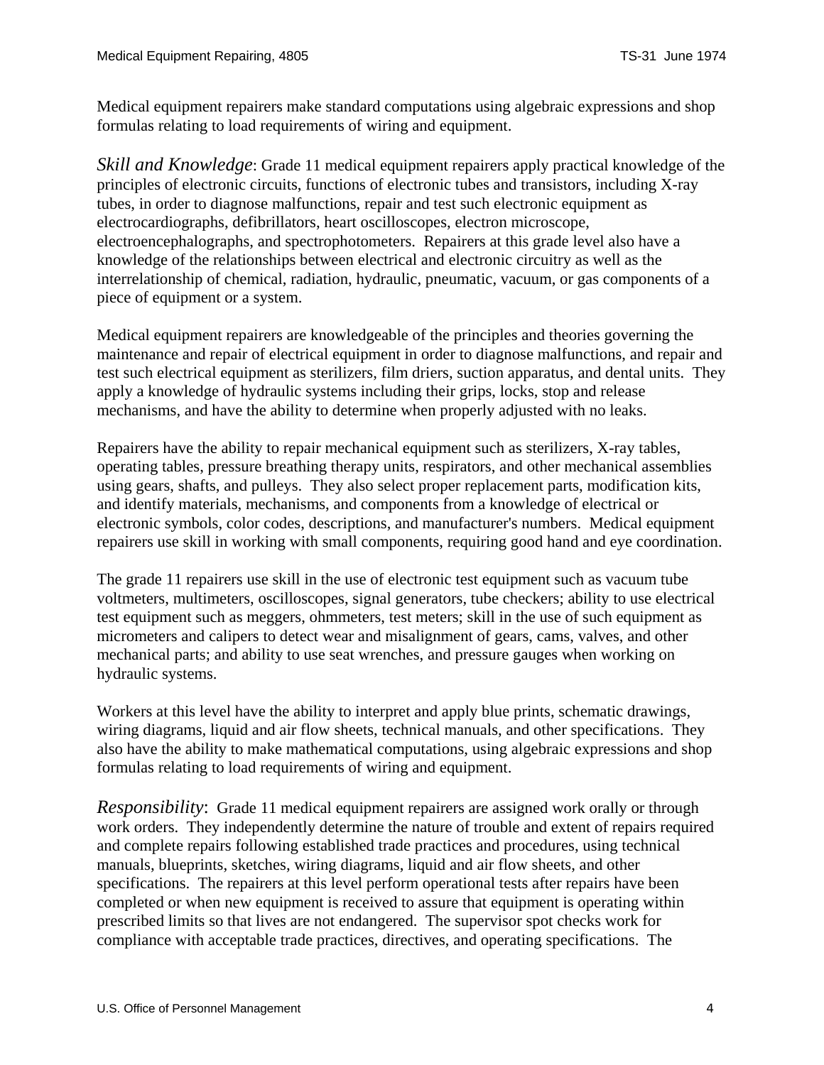Medical equipment repairers make standard computations using algebraic expressions and shop formulas relating to load requirements of wiring and equipment.

*Skill and Knowledge*: Grade 11 medical equipment repairers apply practical knowledge of the principles of electronic circuits, functions of electronic tubes and transistors, including X-ray tubes, in order to diagnose malfunctions, repair and test such electronic equipment as electrocardiographs, defibrillators, heart oscilloscopes, electron microscope, electroencephalographs, and spectrophotometers. Repairers at this grade level also have a knowledge of the relationships between electrical and electronic circuitry as well as the interrelationship of chemical, radiation, hydraulic, pneumatic, vacuum, or gas components of a piece of equipment or a system.

Medical equipment repairers are knowledgeable of the principles and theories governing the maintenance and repair of electrical equipment in order to diagnose malfunctions, and repair and test such electrical equipment as sterilizers, film driers, suction apparatus, and dental units. They apply a knowledge of hydraulic systems including their grips, locks, stop and release mechanisms, and have the ability to determine when properly adjusted with no leaks.

Repairers have the ability to repair mechanical equipment such as sterilizers, X-ray tables, operating tables, pressure breathing therapy units, respirators, and other mechanical assemblies using gears, shafts, and pulleys. They also select proper replacement parts, modification kits, and identify materials, mechanisms, and components from a knowledge of electrical or electronic symbols, color codes, descriptions, and manufacturer's numbers. Medical equipment repairers use skill in working with small components, requiring good hand and eye coordination.

The grade 11 repairers use skill in the use of electronic test equipment such as vacuum tube voltmeters, multimeters, oscilloscopes, signal generators, tube checkers; ability to use electrical test equipment such as meggers, ohmmeters, test meters; skill in the use of such equipment as micrometers and calipers to detect wear and misalignment of gears, cams, valves, and other mechanical parts; and ability to use seat wrenches, and pressure gauges when working on hydraulic systems.

Workers at this level have the ability to interpret and apply blue prints, schematic drawings, wiring diagrams, liquid and air flow sheets, technical manuals, and other specifications. They also have the ability to make mathematical computations, using algebraic expressions and shop formulas relating to load requirements of wiring and equipment.

*Responsibility*: Grade 11 medical equipment repairers are assigned work orally or through work orders. They independently determine the nature of trouble and extent of repairs required and complete repairs following established trade practices and procedures, using technical manuals, blueprints, sketches, wiring diagrams, liquid and air flow sheets, and other specifications. The repairers at this level perform operational tests after repairs have been completed or when new equipment is received to assure that equipment is operating within prescribed limits so that lives are not endangered. The supervisor spot checks work for compliance with acceptable trade practices, directives, and operating specifications. The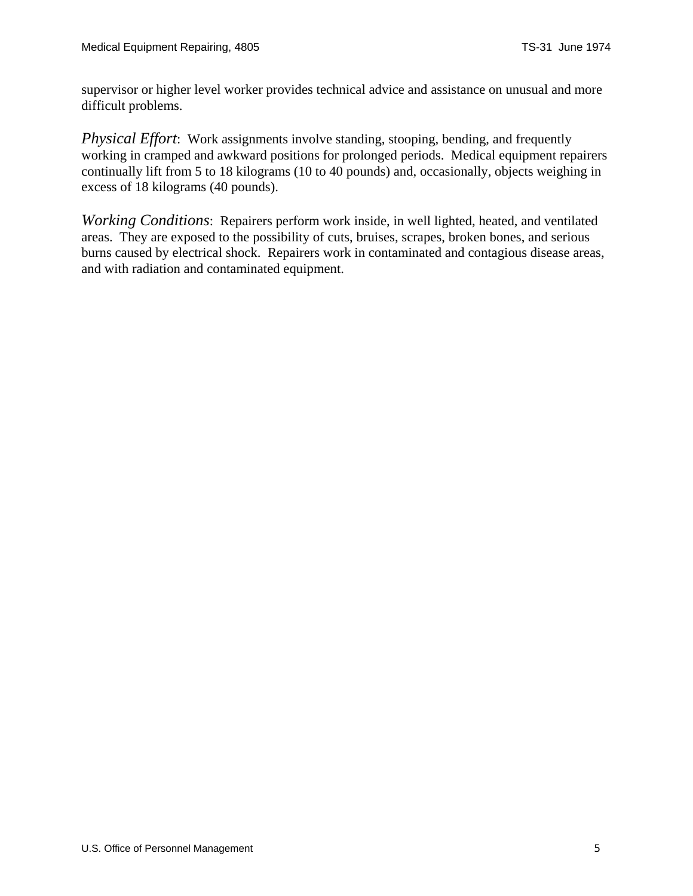supervisor or higher level worker provides technical advice and assistance on unusual and more difficult problems.

*Physical Effort*: Work assignments involve standing, stooping, bending, and frequently working in cramped and awkward positions for prolonged periods. Medical equipment repairers continually lift from 5 to 18 kilograms (10 to 40 pounds) and, occasionally, objects weighing in excess of 18 kilograms (40 pounds).

*Working Conditions*: Repairers perform work inside, in well lighted, heated, and ventilated areas. They are exposed to the possibility of cuts, bruises, scrapes, broken bones, and serious burns caused by electrical shock. Repairers work in contaminated and contagious disease areas, and with radiation and contaminated equipment.